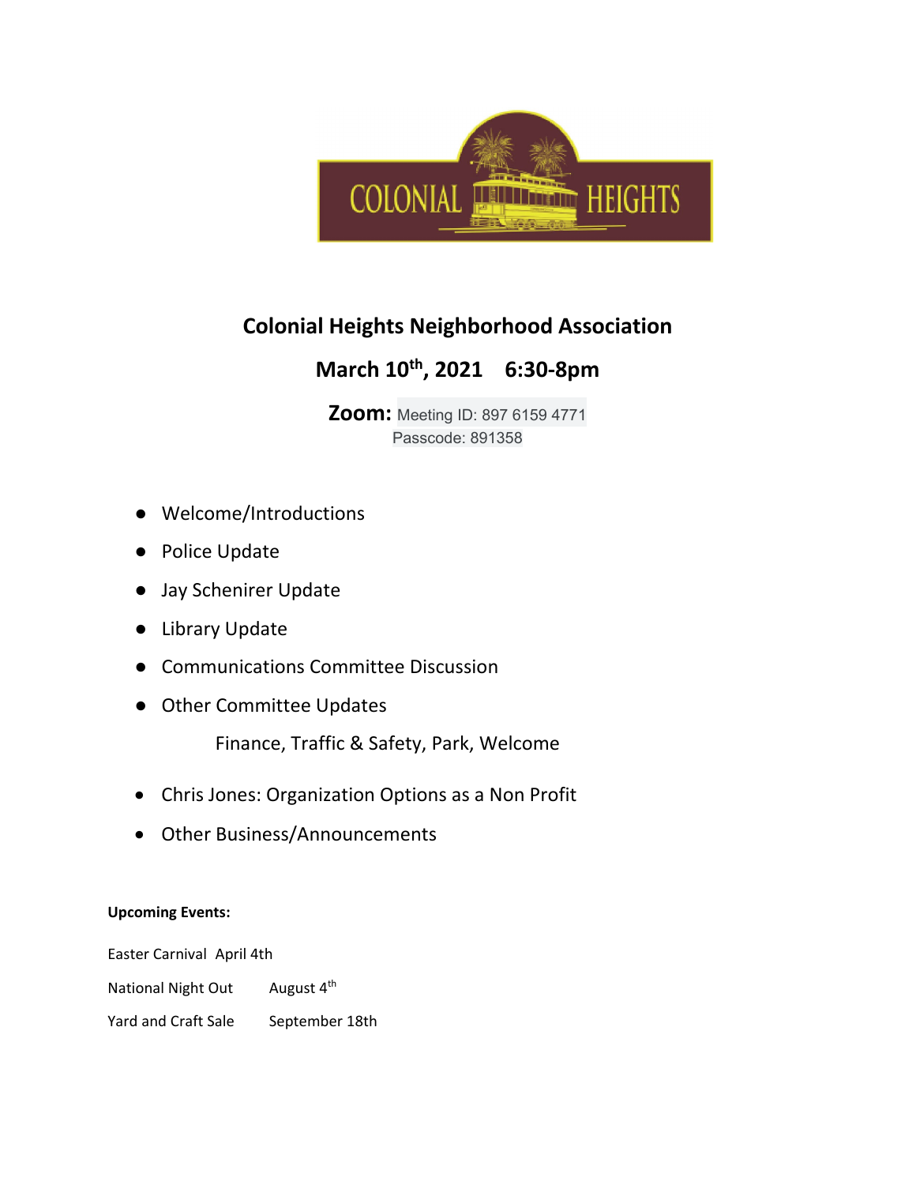# Colonial Heights Neighborhood Association

## March 10th, 2021 6:30-8pm

**Zoom:** Meeting ID: 897 6159 4771
Passcode: 891358

- Welcome/Introductions
- Police Update
- Jay Schenirer Update
- Library Update
- Communications Committee Discussion
- Other Committee Updates

  Finance, Traffic & Safety, Park, Welcome

- Chris Jones: Organization Options as a Non Profit
- Other Business/Announcements

**Upcoming Events:**

Easter Carnival April 4th

National Night Out August 4th

Yard and Craft Sale September 18th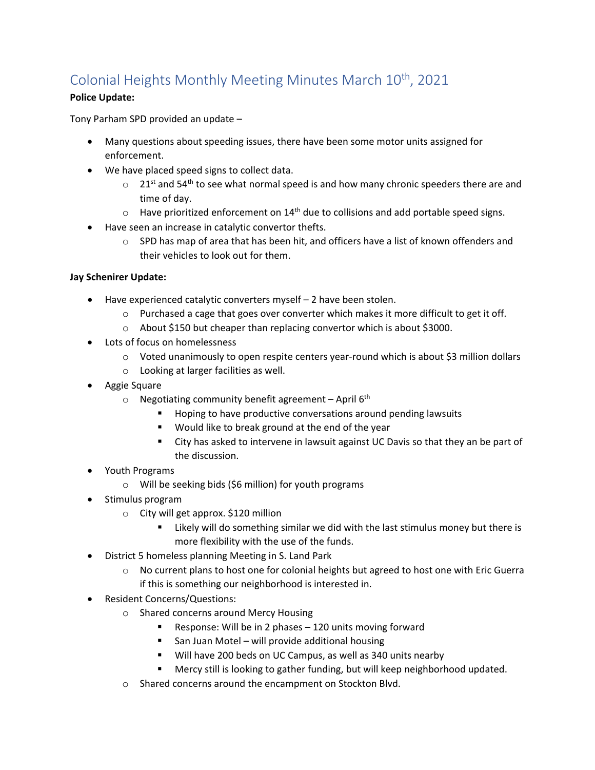# Colonial Heights Monthly Meeting Minutes March 10th, 2021

**Police Update:**

Tony Parham SPD provided an update –

- Many questions about speeding issues, there have been some motor units assigned for enforcement.
- We have placed speed signs to collect data.
  - 21st and 54th to see what normal speed is and how many chronic speeders there are and time of day.
  - Have prioritized enforcement on 14th due to collisions and add portable speed signs.
- Have seen an increase in catalytic convertor thefts.
  - SPD has map of area that has been hit, and officers have a list of known offenders and their vehicles to look out for them.

**Jay Schenirer Update:**

- Have experienced catalytic converters myself – 2 have been stolen.
  - Purchased a cage that goes over converter which makes it more difficult to get it off.
  - About $150 but cheaper than replacing convertor which is about $3000.
- Lots of focus on homelessness
  - Voted unanimously to open respite centers year-round which is about $3 million dollars
  - Looking at larger facilities as well.
- Aggie Square
  - Negotiating community benefit agreement – April 6th
    - Hoping to have productive conversations around pending lawsuits
    - Would like to break ground at the end of the year
    - City has asked to intervene in lawsuit against UC Davis so that they an be part of the discussion.
- Youth Programs
  - Will be seeking bids ($6 million) for youth programs
- Stimulus program
  - City will get approx. $120 million
    - Likely will do something similar we did with the last stimulus money but there is more flexibility with the use of the funds.
- District 5 homeless planning Meeting in S. Land Park
  - No current plans to host one for colonial heights but agreed to host one with Eric Guerra if this is something our neighborhood is interested in.
- Resident Concerns/Questions:
  - Shared concerns around Mercy Housing
    - Response: Will be in 2 phases – 120 units moving forward
    - San Juan Motel – will provide additional housing
    - Will have 200 beds on UC Campus, as well as 340 units nearby
    - Mercy still is looking to gather funding, but will keep neighborhood updated.
  - Shared concerns around the encampment on Stockton Blvd.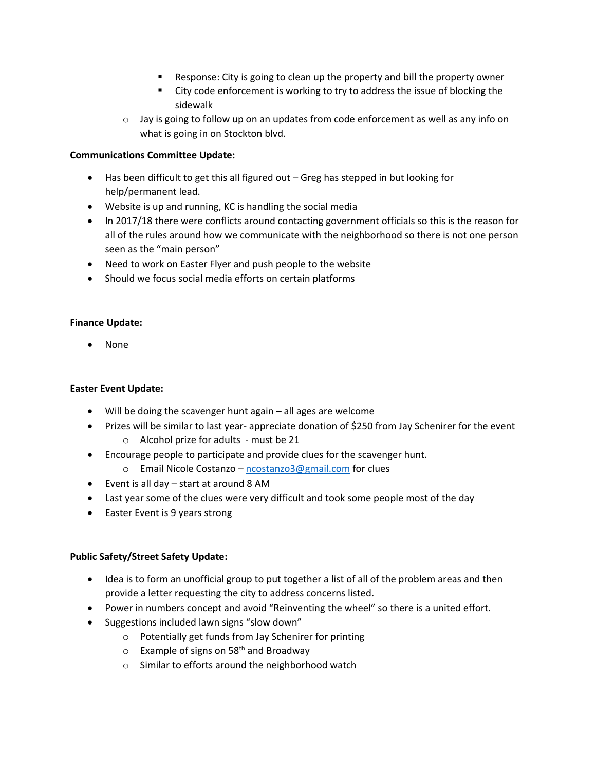- Response: City is going to clean up the property and bill the property owner
        - City code enforcement is working to try to address the issue of blocking the sidewalk
    - Jay is going to follow up on an updates from code enforcement as well as any info on what is going in on Stockton blvd.

**Communications Committee Update:**

- Has been difficult to get this all figured out – Greg has stepped in but looking for help/permanent lead.
- Website is up and running, KC is handling the social media
- In 2017/18 there were conflicts around contacting government officials so this is the reason for all of the rules around how we communicate with the neighborhood so there is not one person seen as the "main person"
- Need to work on Easter Flyer and push people to the website
- Should we focus social media efforts on certain platforms

**Finance Update:**

- None

**Easter Event Update:**

- Will be doing the scavenger hunt again – all ages are welcome
- Prizes will be similar to last year- appreciate donation of $250 from Jay Schenirer for the event
    - Alcohol prize for adults - must be 21
- Encourage people to participate and provide clues for the scavenger hunt.
    - Email Nicole Costanzo – ncostanzo3@gmail.com for clues
- Event is all day – start at around 8 AM
- Last year some of the clues were very difficult and took some people most of the day
- Easter Event is 9 years strong

**Public Safety/Street Safety Update:**

- Idea is to form an unofficial group to put together a list of all of the problem areas and then provide a letter requesting the city to address concerns listed.
- Power in numbers concept and avoid "Reinventing the wheel" so there is a united effort.
- Suggestions included lawn signs "slow down"
    - Potentially get funds from Jay Schenirer for printing
    - Example of signs on 58th and Broadway
    - Similar to efforts around the neighborhood watch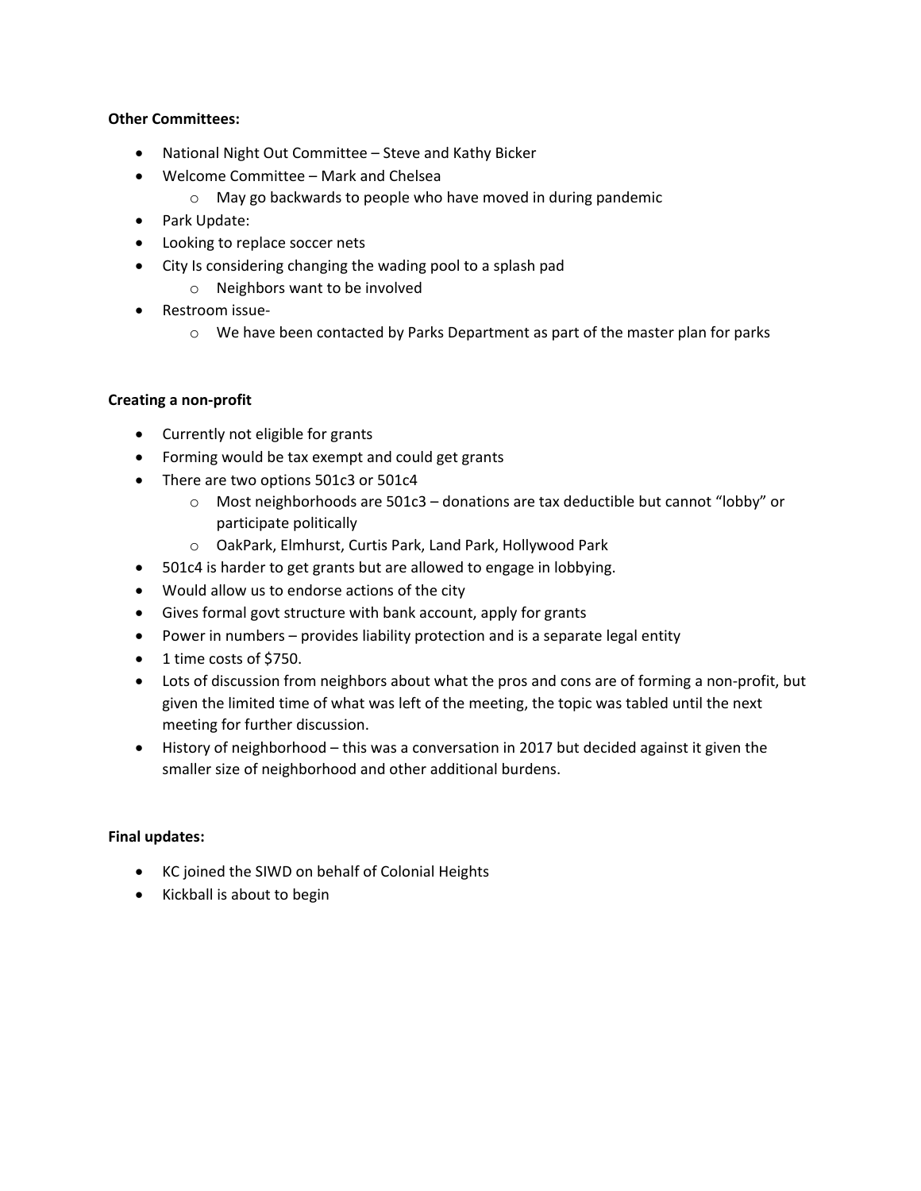**Other Committees:**

- National Night Out Committee – Steve and Kathy Bicker
- Welcome Committee – Mark and Chelsea
    - May go backwards to people who have moved in during pandemic
- Park Update:
- Looking to replace soccer nets
- City Is considering changing the wading pool to a splash pad
    - Neighbors want to be involved
- Restroom issue-
    - We have been contacted by Parks Department as part of the master plan for parks

**Creating a non-profit**

- Currently not eligible for grants
- Forming would be tax exempt and could get grants
- There are two options 501c3 or 501c4
    - Most neighborhoods are 501c3 – donations are tax deductible but cannot "lobby" or participate politically
    - OakPark, Elmhurst, Curtis Park, Land Park, Hollywood Park
- 501c4 is harder to get grants but are allowed to engage in lobbying.
- Would allow us to endorse actions of the city
- Gives formal govt structure with bank account, apply for grants
- Power in numbers – provides liability protection and is a separate legal entity
- 1 time costs of $750.
- Lots of discussion from neighbors about what the pros and cons are of forming a non-profit, but given the limited time of what was left of the meeting, the topic was tabled until the next meeting for further discussion.
- History of neighborhood – this was a conversation in 2017 but decided against it given the smaller size of neighborhood and other additional burdens.

**Final updates:**

- KC joined the SIWD on behalf of Colonial Heights
- Kickball is about to begin